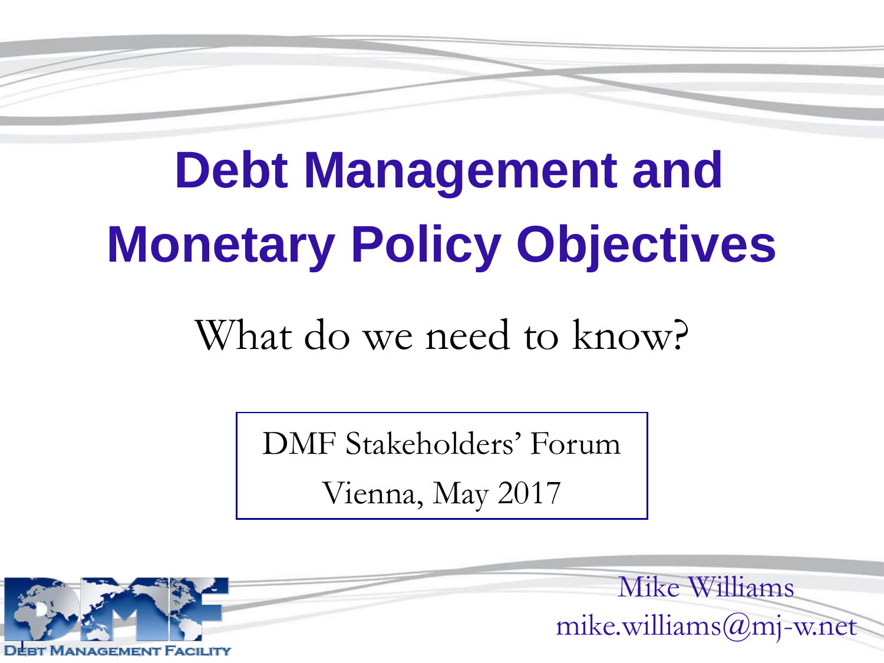# Debt Management and Monetary Policy Objectives

What do we need to know?

DMF Stakeholders' Forum

Vienna, May 2017

Mike Williams

mike.williams@mj-w.net

DEBT MANAGEMENT FACILITY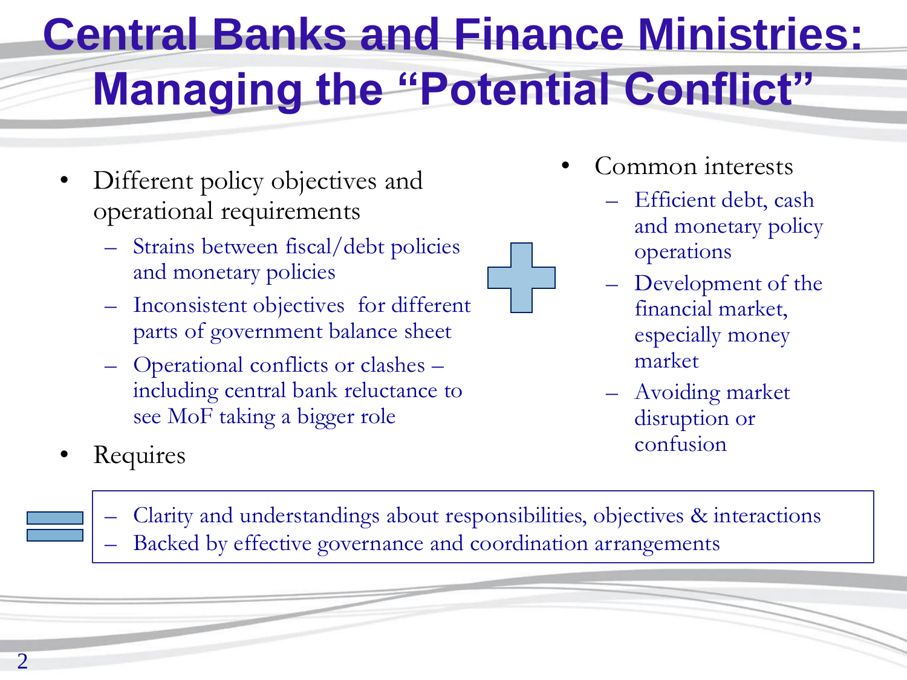# Central Banks and Finance Ministries: Managing the "Potential Conflict"

- Different policy objectives and operational requirements
  - Strains between fiscal/debt policies and monetary policies
  - Inconsistent objectives for different parts of government balance sheet
  - Operational conflicts or clashes – including central bank reluctance to see MoF taking a bigger role
- Common interests
  - Efficient debt, cash and monetary policy operations
  - Development of the financial market, especially money market
  - Avoiding market disruption or confusion
- Requires
  - Clarity and understandings about responsibilities, objectives & interactions
  - Backed by effective governance and coordination arrangements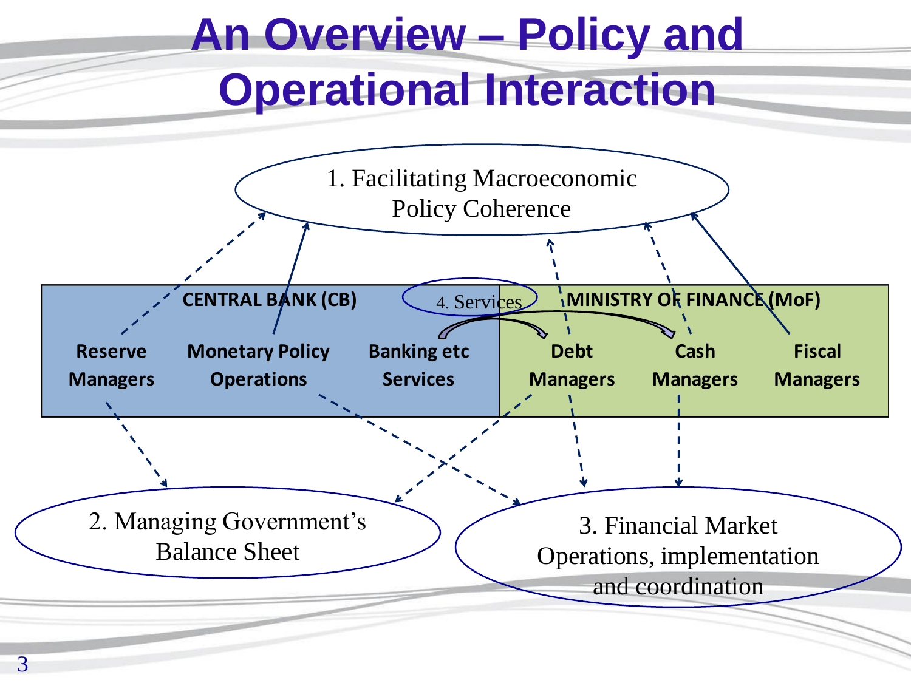# An Overview – Policy and Operational Interaction

1. Facilitating Macroeconomic Policy Coherence

**CENTRAL BANK (CB)**

- **Reserve Managers**
- **Monetary Policy Operations**
- **Banking etc Services**

4. Services

**MINISTRY OF FINANCE (MoF)**

- **Debt Managers**
- **Cash Managers**
- **Fiscal Managers**

2. Managing Government's Balance Sheet

3. Financial Market Operations, implementation and coordination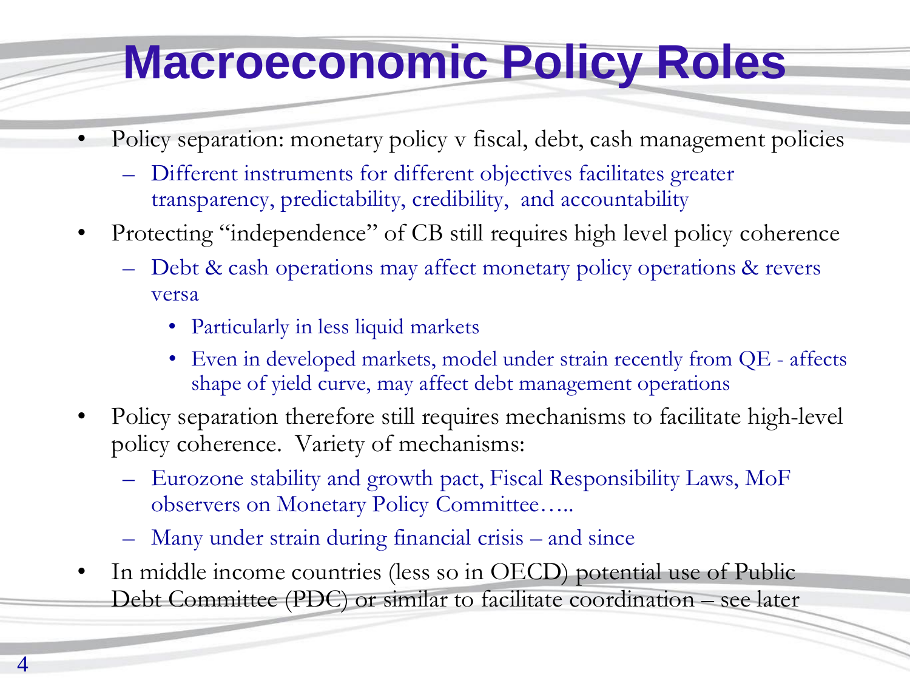# Macroeconomic Policy Roles

- Policy separation: monetary policy v fiscal, debt, cash management policies
  - Different instruments for different objectives facilitates greater transparency, predictability, credibility, and accountability
- Protecting "independence" of CB still requires high level policy coherence
  - Debt & cash operations may affect monetary policy operations & revers versa
    - Particularly in less liquid markets
    - Even in developed markets, model under strain recently from QE - affects shape of yield curve, may affect debt management operations
- Policy separation therefore still requires mechanisms to facilitate high-level policy coherence. Variety of mechanisms:
  - Eurozone stability and growth pact, Fiscal Responsibility Laws, MoF observers on Monetary Policy Committee…..
  - Many under strain during financial crisis – and since
- In middle income countries (less so in OECD) potential use of Public Debt Committee (PDC) or similar to facilitate coordination – see later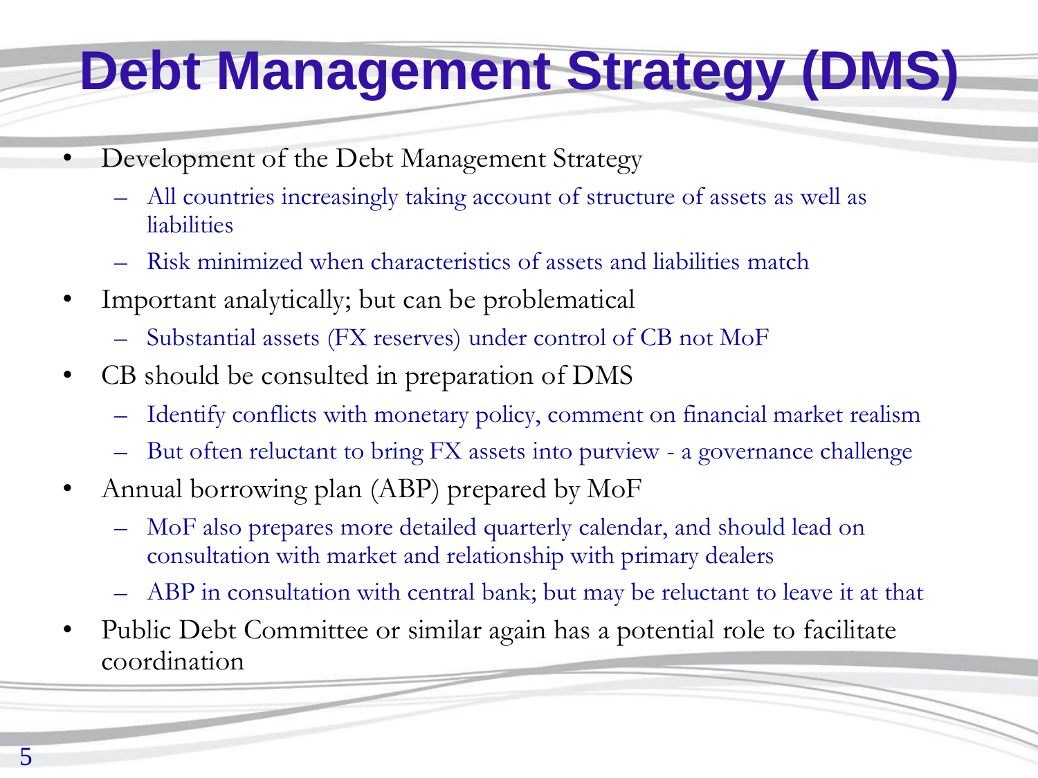# Debt Management Strategy (DMS)

- Development of the Debt Management Strategy
  - All countries increasingly taking account of structure of assets as well as liabilities
  - Risk minimized when characteristics of assets and liabilities match
- Important analytically; but can be problematical
  - Substantial assets (FX reserves) under control of CB not MoF
- CB should be consulted in preparation of DMS
  - Identify conflicts with monetary policy, comment on financial market realism
  - But often reluctant to bring FX assets into purview - a governance challenge
- Annual borrowing plan (ABP) prepared by MoF
  - MoF also prepares more detailed quarterly calendar, and should lead on consultation with market and relationship with primary dealers
  - ABP in consultation with central bank; but may be reluctant to leave it at that
- Public Debt Committee or similar again has a potential role to facilitate coordination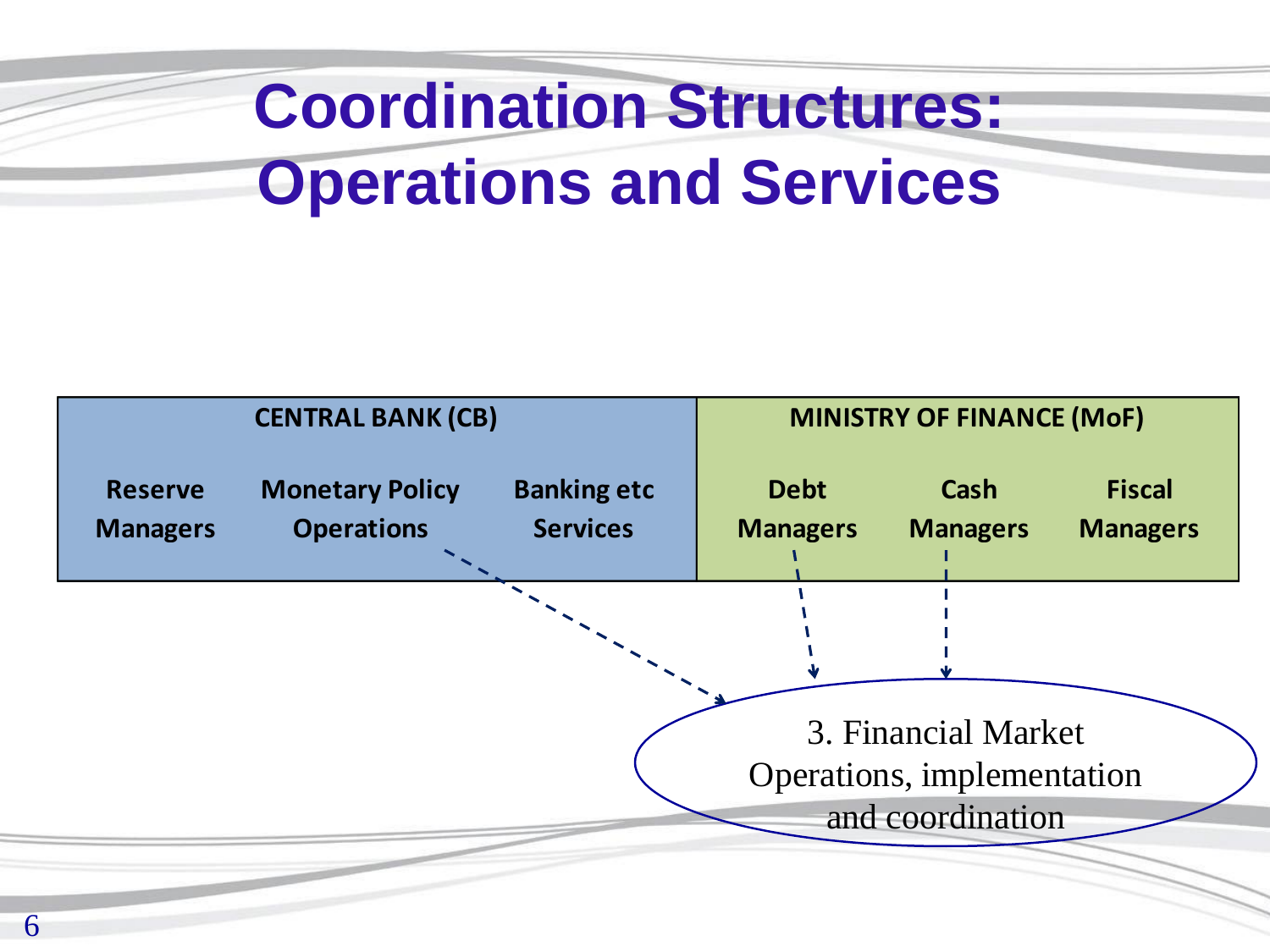# Coordination Structures: Operations and Services

| CENTRAL BANK (CB) | | | MINISTRY OF FINANCE (MoF) | | |
|---|---|---|---|---|---|
| Reserve Managers | Monetary Policy Operations | Banking etc Services | Debt Managers | Cash Managers | Fiscal Managers |

3. Financial Market Operations, implementation and coordination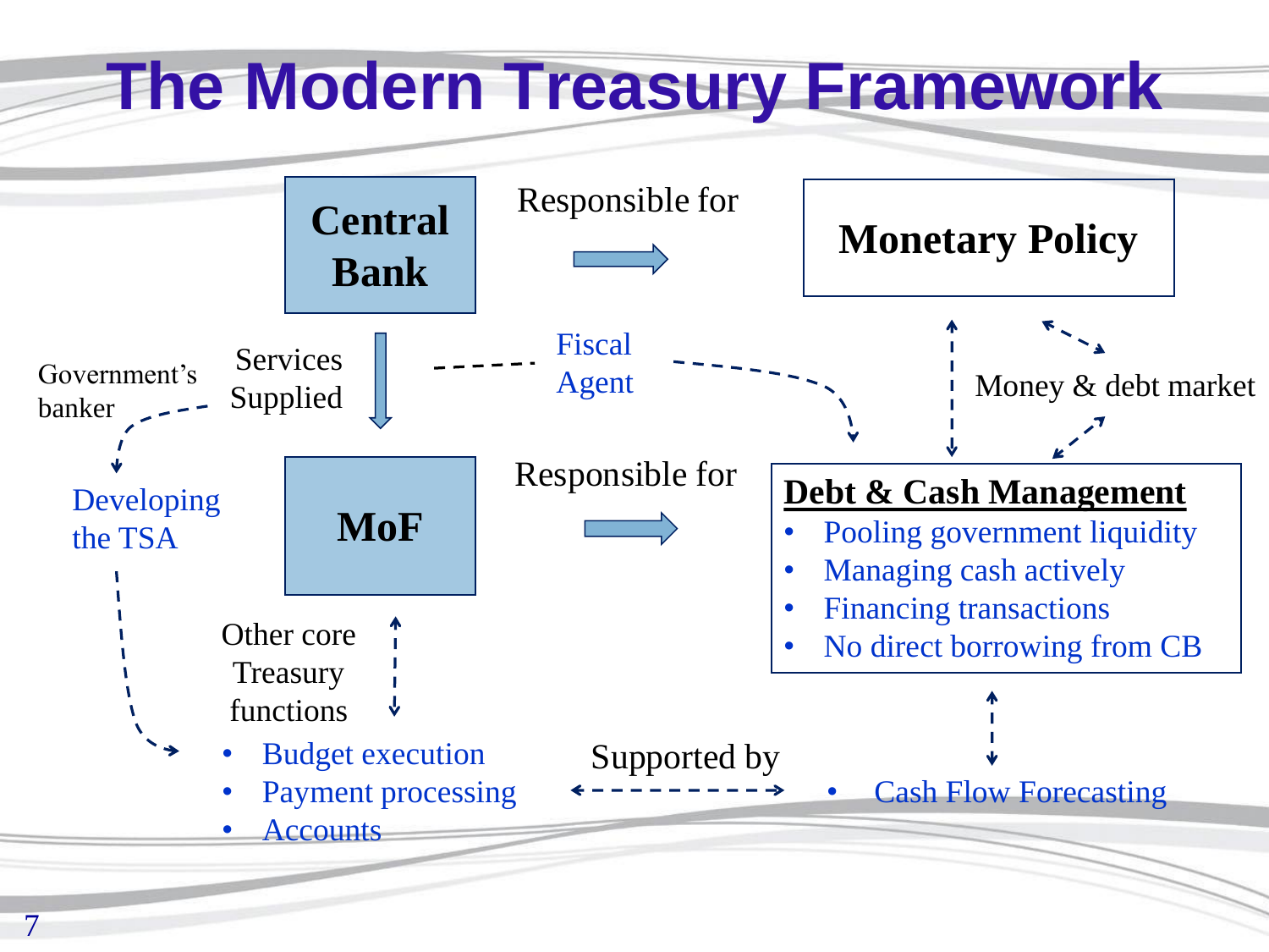# The Modern Treasury Framework

**Central Bank** — Responsible for → **Monetary Policy**

Government's banker

Services Supplied

Fiscal Agent

Money & debt market

Developing the TSA

**MoF** — Responsible for → **Debt & Cash Management**

**Debt & Cash Management**

- Pooling government liquidity
- Managing cash actively
- Financing transactions
- No direct borrowing from CB

Other core Treasury functions

- Budget execution
- Payment processing
- Accounts

Supported by

- Cash Flow Forecasting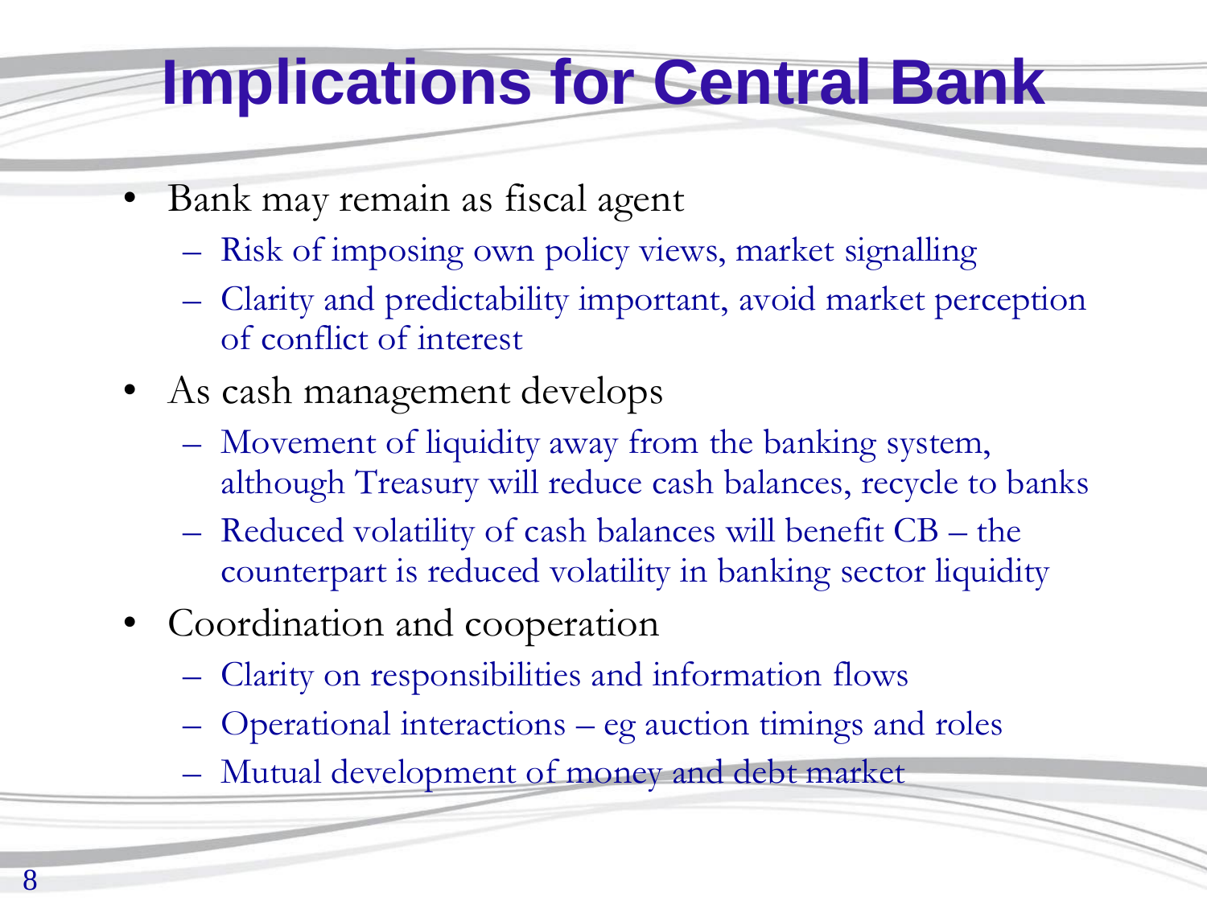# Implications for Central Bank

- Bank may remain as fiscal agent
  - Risk of imposing own policy views, market signalling
  - Clarity and predictability important, avoid market perception of conflict of interest
- As cash management develops
  - Movement of liquidity away from the banking system, although Treasury will reduce cash balances, recycle to banks
  - Reduced volatility of cash balances will benefit CB – the counterpart is reduced volatility in banking sector liquidity
- Coordination and cooperation
  - Clarity on responsibilities and information flows
  - Operational interactions – eg auction timings and roles
  - Mutual development of money and debt market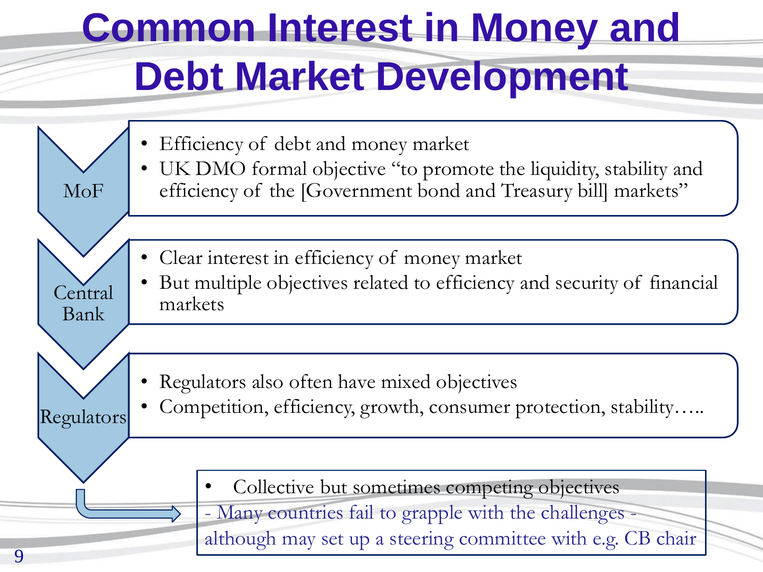# Common Interest in Money and Debt Market Development

**MoF**

- Efficiency of debt and money market
- UK DMO formal objective "to promote the liquidity, stability and efficiency of the [Government bond and Treasury bill] markets"

**Central Bank**

- Clear interest in efficiency of money market
- But multiple objectives related to efficiency and security of financial markets

**Regulators**

- Regulators also often have mixed objectives
- Competition, efficiency, growth, consumer protection, stability…..

- Collective but sometimes competing objectives

- Many countries fail to grapple with the challenges - although may set up a steering committee with e.g. CB chair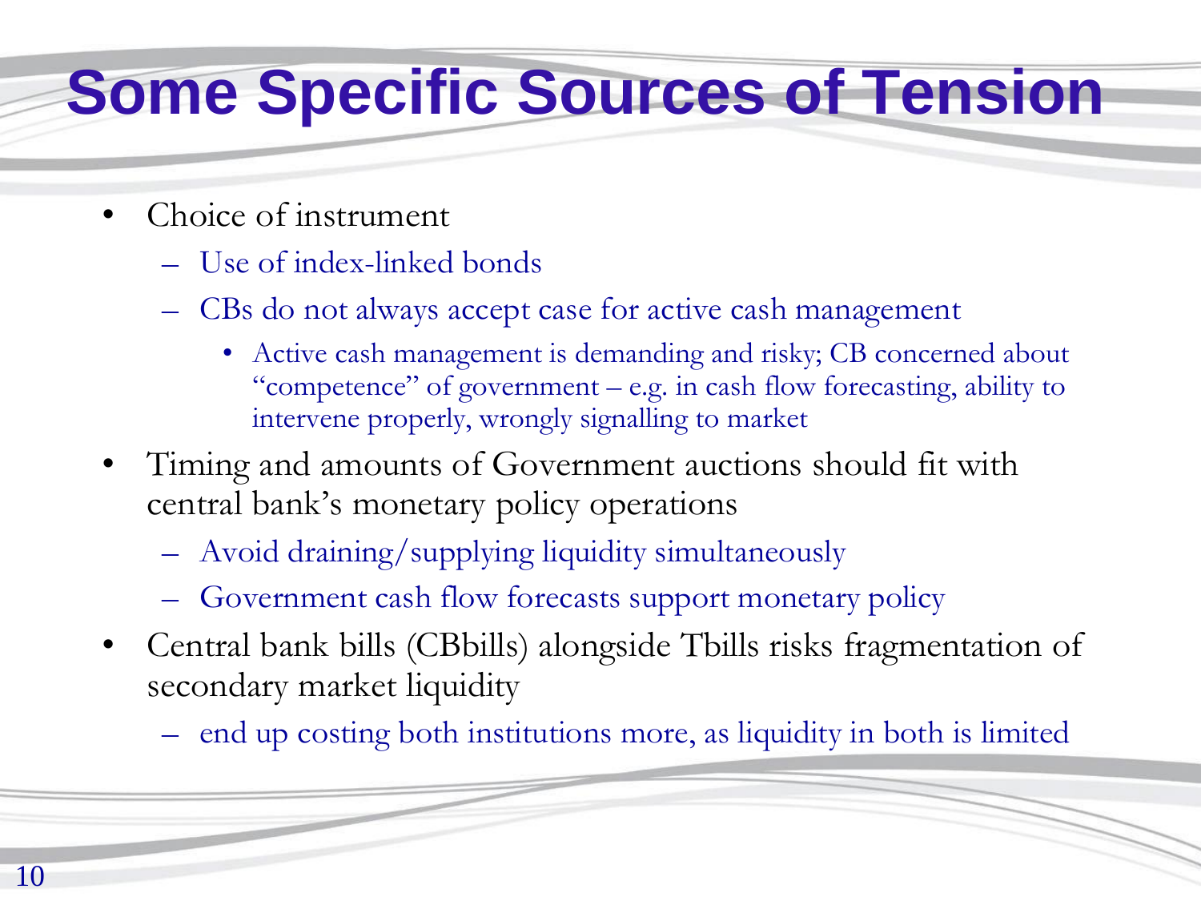# Some Specific Sources of Tension

- Choice of instrument
  - Use of index-linked bonds
  - CBs do not always accept case for active cash management
    - Active cash management is demanding and risky; CB concerned about "competence" of government – e.g. in cash flow forecasting, ability to intervene properly, wrongly signalling to market
- Timing and amounts of Government auctions should fit with central bank's monetary policy operations
  - Avoid draining/supplying liquidity simultaneously
  - Government cash flow forecasts support monetary policy
- Central bank bills (CBbills) alongside Tbills risks fragmentation of secondary market liquidity
  - end up costing both institutions more, as liquidity in both is limited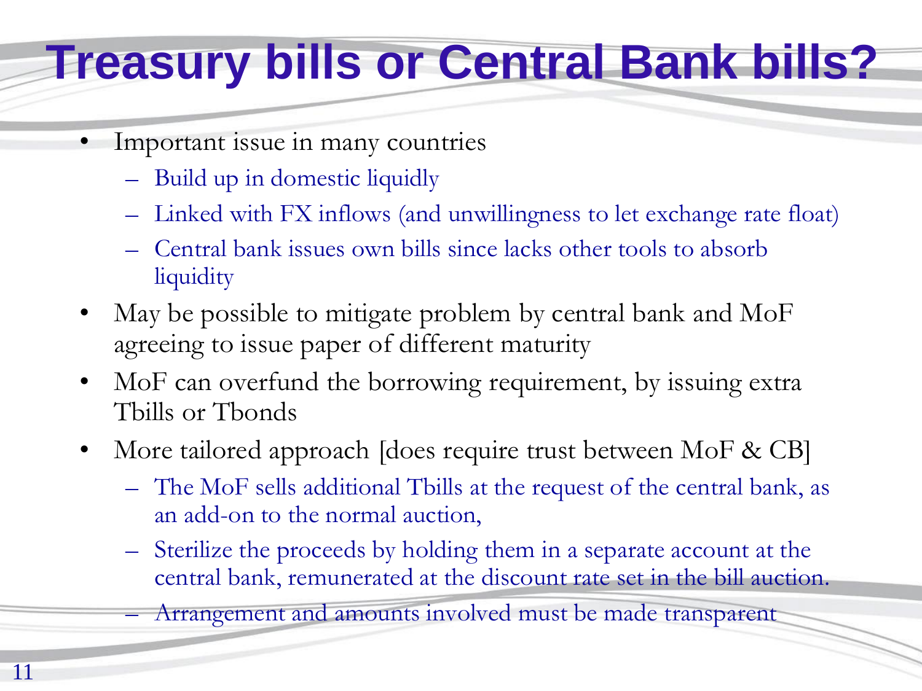# Treasury bills or Central Bank bills?

- Important issue in many countries
  - Build up in domestic liquidly
  - Linked with FX inflows (and unwillingness to let exchange rate float)
  - Central bank issues own bills since lacks other tools to absorb liquidity
- May be possible to mitigate problem by central bank and MoF agreeing to issue paper of different maturity
- MoF can overfund the borrowing requirement, by issuing extra Tbills or Tbonds
- More tailored approach [does require trust between MoF & CB]
  - The MoF sells additional Tbills at the request of the central bank, as an add-on to the normal auction,
  - Sterilize the proceeds by holding them in a separate account at the central bank, remunerated at the discount rate set in the bill auction.
  - Arrangement and amounts involved must be made transparent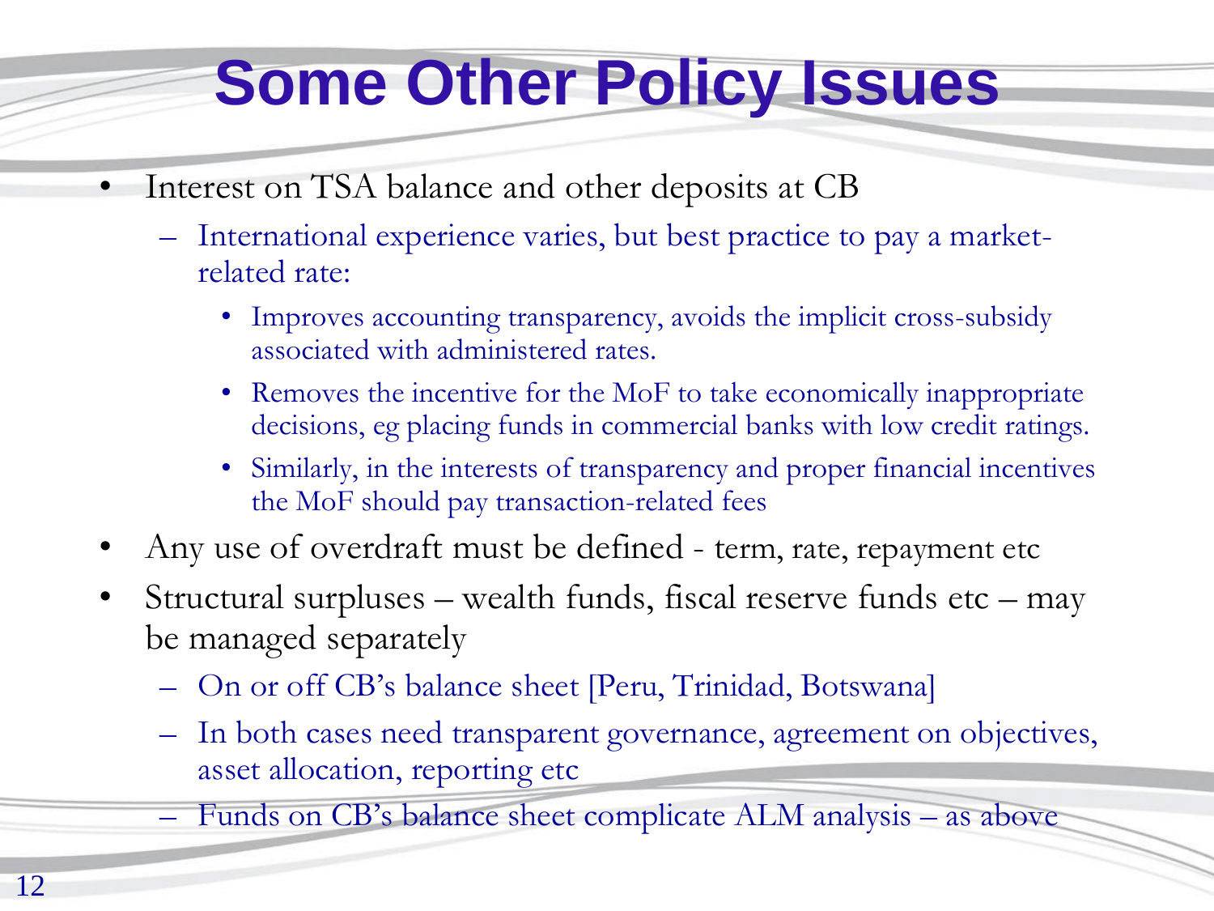# Some Other Policy Issues

- Interest on TSA balance and other deposits at CB
  - International experience varies, but best practice to pay a market-related rate:
    - Improves accounting transparency, avoids the implicit cross-subsidy associated with administered rates.
    - Removes the incentive for the MoF to take economically inappropriate decisions, eg placing funds in commercial banks with low credit ratings.
    - Similarly, in the interests of transparency and proper financial incentives the MoF should pay transaction-related fees
- Any use of overdraft must be defined - term, rate, repayment etc
- Structural surpluses – wealth funds, fiscal reserve funds etc – may be managed separately
  - On or off CB's balance sheet [Peru, Trinidad, Botswana]
  - In both cases need transparent governance, agreement on objectives, asset allocation, reporting etc
  - Funds on CB's balance sheet complicate ALM analysis – as above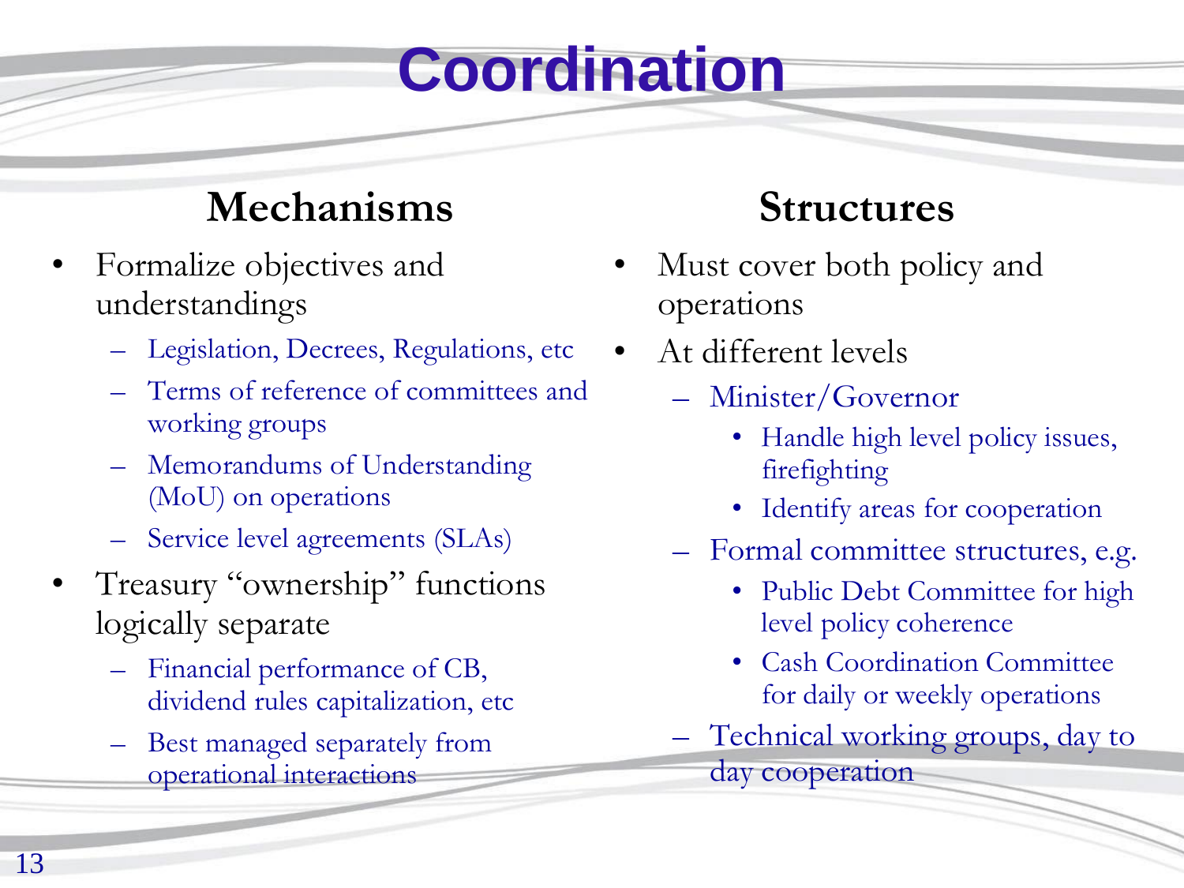# Coordination

## Mechanisms

- Formalize objectives and understandings
  - Legislation, Decrees, Regulations, etc
  - Terms of reference of committees and working groups
  - Memorandums of Understanding (MoU) on operations
  - Service level agreements (SLAs)
- Treasury "ownership" functions logically separate
  - Financial performance of CB, dividend rules capitalization, etc
  - Best managed separately from operational interactions

## Structures

- Must cover both policy and operations
- At different levels
  - Minister/Governor
    - Handle high level policy issues, firefighting
    - Identify areas for cooperation
  - Formal committee structures, e.g.
    - Public Debt Committee for high level policy coherence
    - Cash Coordination Committee for daily or weekly operations
  - Technical working groups, day to day cooperation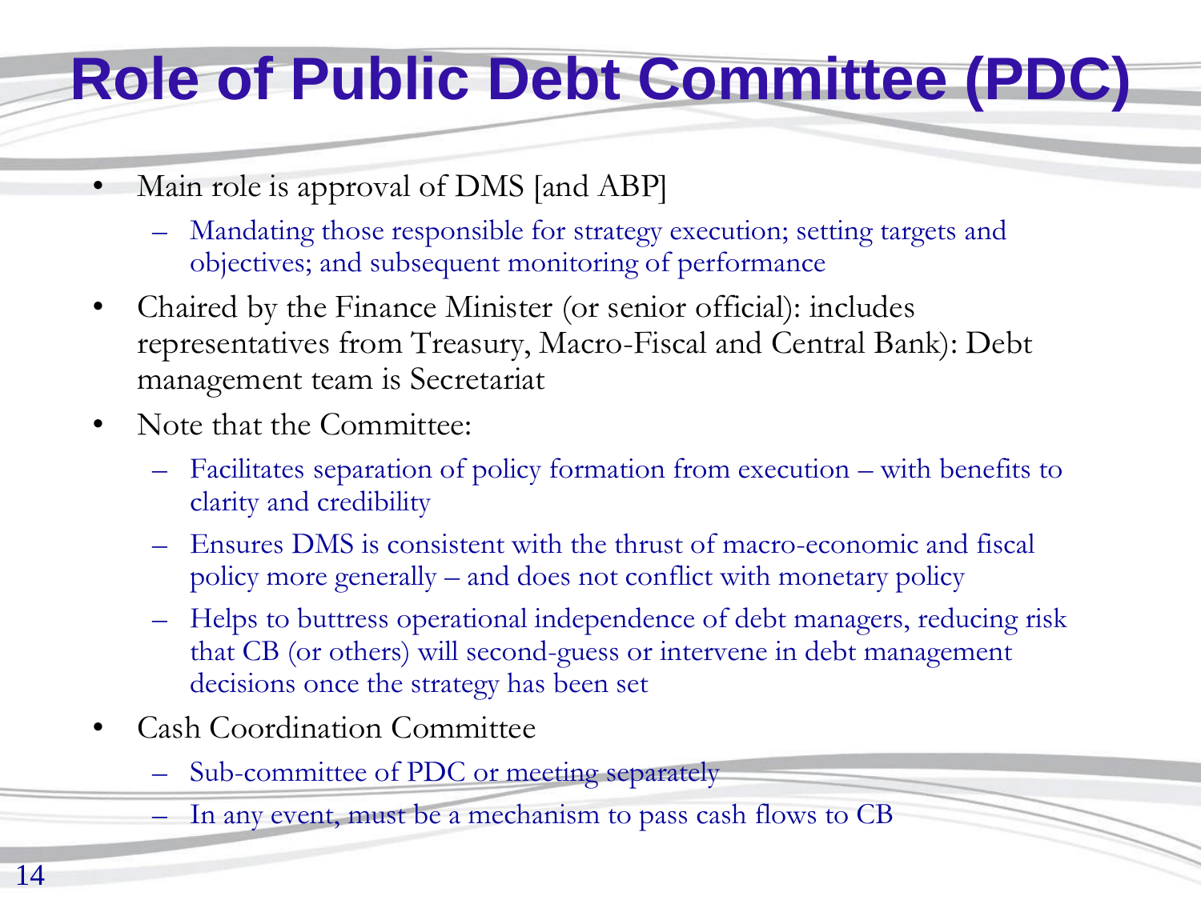# Role of Public Debt Committee (PDC)

- Main role is approval of DMS [and ABP]
  - Mandating those responsible for strategy execution; setting targets and objectives; and subsequent monitoring of performance
- Chaired by the Finance Minister (or senior official): includes representatives from Treasury, Macro-Fiscal and Central Bank): Debt management team is Secretariat
- Note that the Committee:
  - Facilitates separation of policy formation from execution – with benefits to clarity and credibility
  - Ensures DMS is consistent with the thrust of macro-economic and fiscal policy more generally – and does not conflict with monetary policy
  - Helps to buttress operational independence of debt managers, reducing risk that CB (or others) will second-guess or intervene in debt management decisions once the strategy has been set
- Cash Coordination Committee
  - Sub-committee of PDC or meeting separately
  - In any event, must be a mechanism to pass cash flows to CB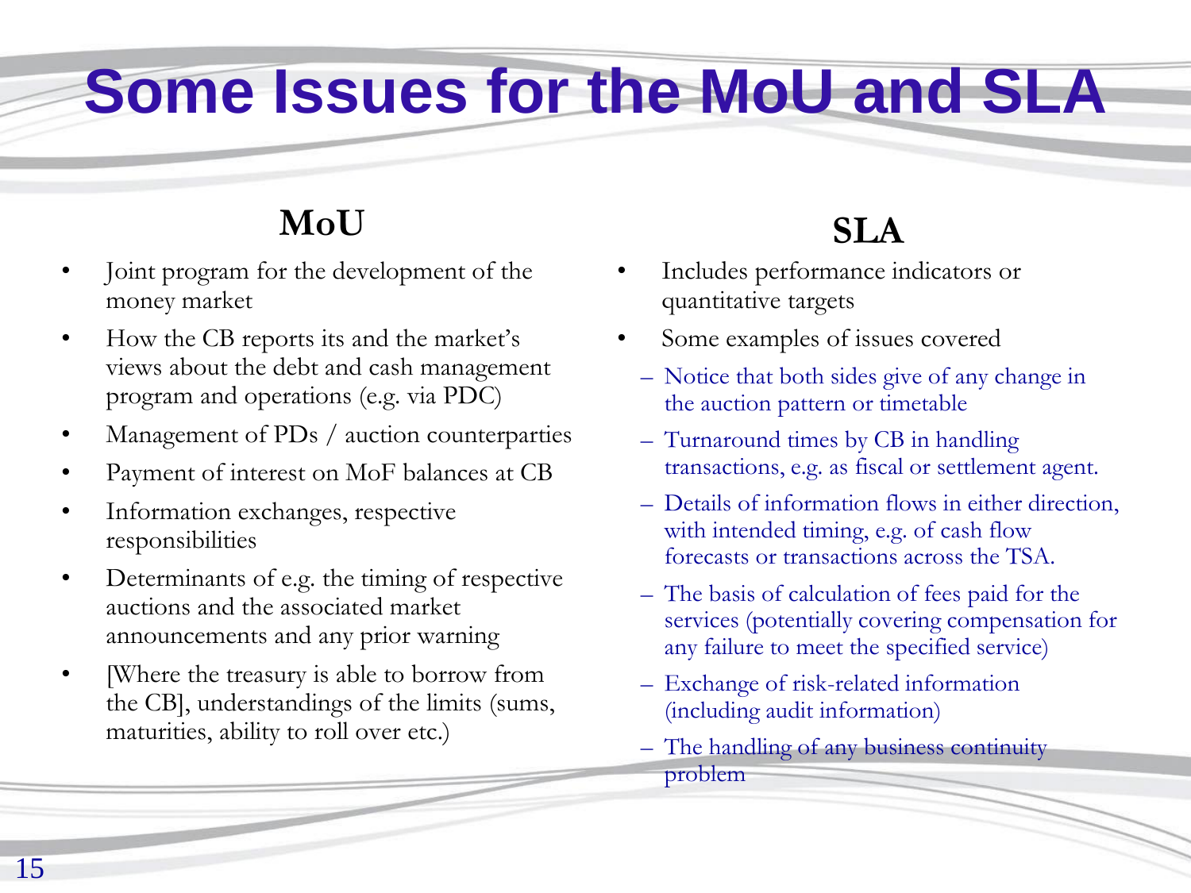# Some Issues for the MoU and SLA

## MoU

- Joint program for the development of the money market
- How the CB reports its and the market's views about the debt and cash management program and operations (e.g. via PDC)
- Management of PDs / auction counterparties
- Payment of interest on MoF balances at CB
- Information exchanges, respective responsibilities
- Determinants of e.g. the timing of respective auctions and the associated market announcements and any prior warning
- [Where the treasury is able to borrow from the CB], understandings of the limits (sums, maturities, ability to roll over etc.)

## SLA

- Includes performance indicators or quantitative targets
- Some examples of issues covered
  - Notice that both sides give of any change in the auction pattern or timetable
  - Turnaround times by CB in handling transactions, e.g. as fiscal or settlement agent.
  - Details of information flows in either direction, with intended timing, e.g. of cash flow forecasts or transactions across the TSA.
  - The basis of calculation of fees paid for the services (potentially covering compensation for any failure to meet the specified service)
  - Exchange of risk-related information (including audit information)
  - The handling of any business continuity problem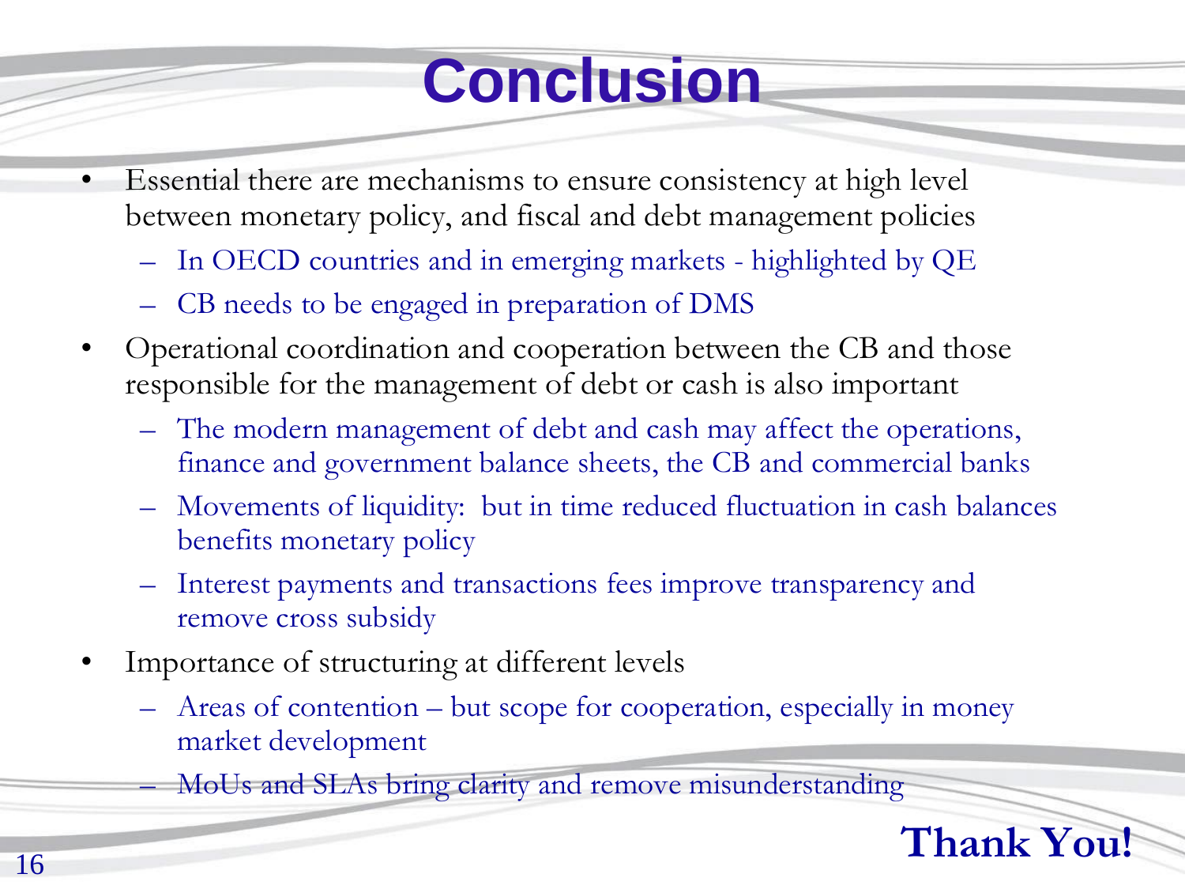# Conclusion

- Essential there are mechanisms to ensure consistency at high level between monetary policy, and fiscal and debt management policies
  - In OECD countries and in emerging markets - highlighted by QE
  - CB needs to be engaged in preparation of DMS
- Operational coordination and cooperation between the CB and those responsible for the management of debt or cash is also important
  - The modern management of debt and cash may affect the operations, finance and government balance sheets, the CB and commercial banks
  - Movements of liquidity: but in time reduced fluctuation in cash balances benefits monetary policy
  - Interest payments and transactions fees improve transparency and remove cross subsidy
- Importance of structuring at different levels
  - Areas of contention – but scope for cooperation, especially in money market development
  - MoUs and SLAs bring clarity and remove misunderstanding

**Thank You!**